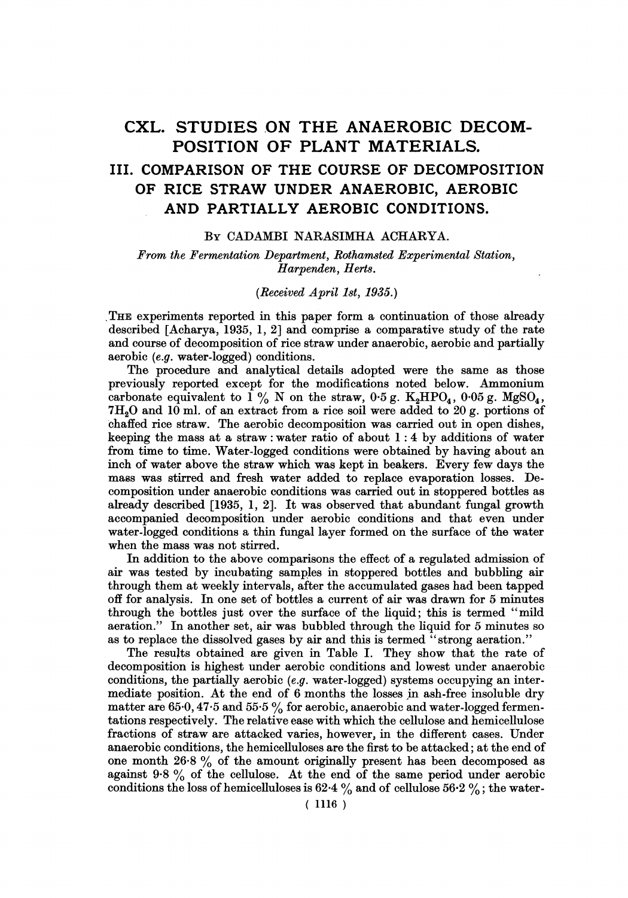# CXL. STUDIES ON THE ANAEROBIC DECOMPOSITION OF PLANT MATERIALS.

## III. COMPARISON OF THE COURSE OF DECOMPOSITION OF RICE STRAW UNDER ANAEROBIC, AEROBIC AND PARTIALLY AEROBIC CONDITIONS.

By CADAMBI NARASIMHA ACHARYA.

*From the Fermentation Department, Rothamsted Experimental Station, Harpenden, Herts.*

*(Received April 1st, 1935.)*

THE experiments reported in this paper form a continuation of those already described [Acharya, 1935, 1, 2] and comprise a comparative study of the rate and course of decomposition of rice straw under anaerobic, aerobic and partially aerobic (*e.g.* water-logged) conditions.

The procedure and analytical details adopted were the same as those previously reported except for the modifications noted below. Ammonium carbonate equivalent to 1 % N on the straw, 0·5 g. $K_2HPO_4$, 0·05 g. $MgSO_4$, $7H_2O$ and 10 ml. of an extract from a rice soil were added to 20 g. portions of chaffed rice straw. The aerobic decomposition was carried out in open dishes, keeping the mass at a straw : water ratio of about 1 : 4 by additions of water from time to time. Water-logged conditions were obtained by having about an inch of water above the straw which was kept in beakers. Every few days the mass was stirred and fresh water added to replace evaporation losses. Decomposition under anaerobic conditions was carried out in stoppered bottles as already described [1935, 1, 2]. It was observed that abundant fungal growth accompanied decomposition under aerobic conditions and that even under water-logged conditions a thin fungal layer formed on the surface of the water when the mass was not stirred.

In addition to the above comparisons the effect of a regulated admission of air was tested by incubating samples in stoppered bottles and bubbling air through them at weekly intervals, after the accumulated gases had been tapped off for analysis. In one set of bottles a current of air was drawn for 5 minutes through the bottles just over the surface of the liquid; this is termed "mild aeration." In another set, air was bubbled through the liquid for 5 minutes so as to replace the dissolved gases by air and this is termed "strong aeration."

The results obtained are given in Table I. They show that the rate of decomposition is highest under aerobic conditions and lowest under anaerobic conditions, the partially aerobic (*e.g.* water-logged) systems occupying an intermediate position. At the end of 6 months the losses in ash-free insoluble dry matter are 65·0, 47·5 and 55·5 % for aerobic, anaerobic and water-logged fermentations respectively. The relative ease with which the cellulose and hemicellulose fractions of straw are attacked varies, however, in the different cases. Under anaerobic conditions, the hemicelluloses are the first to be attacked; at the end of one month 26·8 % of the amount originally present has been decomposed as against 9·8 % of the cellulose. At the end of the same period under aerobic conditions the loss of hemicelluloses is 62·4 % and of cellulose 56·2 %; the water-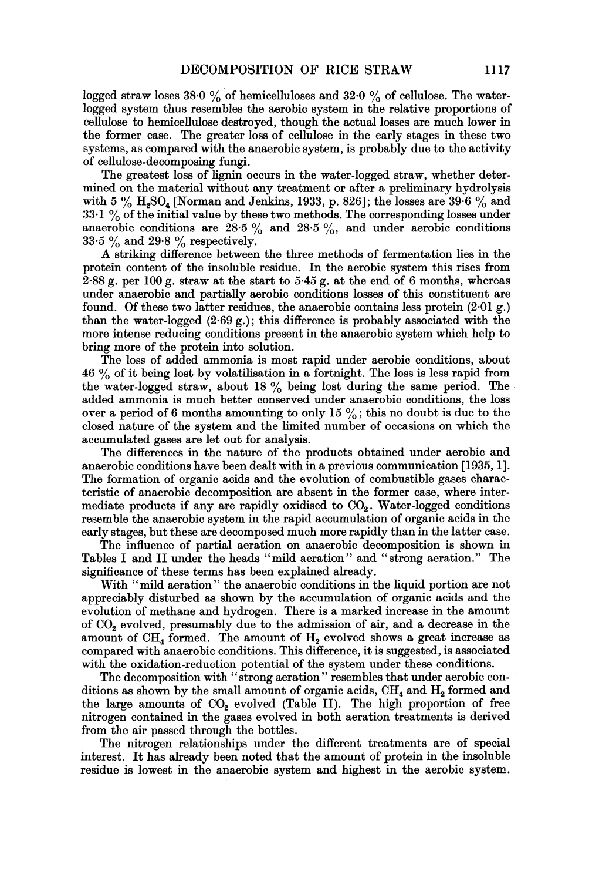logged straw loses 38·0 % of hemicelluloses and 32·0 % of cellulose. The water-logged system thus resembles the aerobic system in the relative proportions of cellulose to hemicellulose destroyed, though the actual losses are much lower in the former case. The greater loss of cellulose in the early stages in these two systems, as compared with the anaerobic system, is probably due to the activity of cellulose-decomposing fungi.

The greatest loss of lignin occurs in the water-logged straw, whether determined on the material without any treatment or after a preliminary hydrolysis with 5 % $H_2SO_4$ [Norman and Jenkins, 1933, p. 826]; the losses are 39·6 % and 33·1 % of the initial value by these two methods. The corresponding losses under anaerobic conditions are 28·5 % and 28·5 %, and under aerobic conditions 33·5 % and 29·8 % respectively.

A striking difference between the three methods of fermentation lies in the protein content of the insoluble residue. In the aerobic system this rises from 2·88 g. per 100 g. straw at the start to 5·45 g. at the end of 6 months, whereas under anaerobic and partially aerobic conditions losses of this constituent are found. Of these two latter residues, the anaerobic contains less protein (2·01 g.) than the water-logged (2·69 g.); this difference is probably associated with the more intense reducing conditions present in the anaerobic system which help to bring more of the protein into solution.

The loss of added ammonia is most rapid under aerobic conditions, about 46 % of it being lost by volatilisation in a fortnight. The loss is less rapid from the water-logged straw, about 18 % being lost during the same period. The added ammonia is much better conserved under anaerobic conditions, the loss over a period of 6 months amounting to only 15 %; this no doubt is due to the closed nature of the system and the limited number of occasions on which the accumulated gases are let out for analysis.

The differences in the nature of the products obtained under aerobic and anaerobic conditions have been dealt with in a previous communication [1935, 1]. The formation of organic acids and the evolution of combustible gases characteristic of anaerobic decomposition are absent in the former case, where intermediate products if any are rapidly oxidised to $CO_2$. Water-logged conditions resemble the anaerobic system in the rapid accumulation of organic acids in the early stages, but these are decomposed much more rapidly than in the latter case.

The influence of partial aeration on anaerobic decomposition is shown in Tables I and II under the heads "mild aeration" and "strong aeration." The significance of these terms has been explained already.

With "mild aeration" the anaerobic conditions in the liquid portion are not appreciably disturbed as shown by the accumulation of organic acids and the evolution of methane and hydrogen. There is a marked increase in the amount of $CO_2$ evolved, presumably due to the admission of air, and a decrease in the amount of $CH_4$ formed. The amount of $H_2$ evolved shows a great increase as compared with anaerobic conditions. This difference, it is suggested, is associated with the oxidation-reduction potential of the system under these conditions.

The decomposition with "strong aeration" resembles that under aerobic conditions as shown by the small amount of organic acids, $CH_4$ and $H_2$ formed and the large amounts of $CO_2$ evolved (Table II). The high proportion of free nitrogen contained in the gases evolved in both aeration treatments is derived from the air passed through the bottles.

The nitrogen relationships under the different treatments are of special interest. It has already been noted that the amount of protein in the insoluble residue is lowest in the anaerobic system and highest in the aerobic system.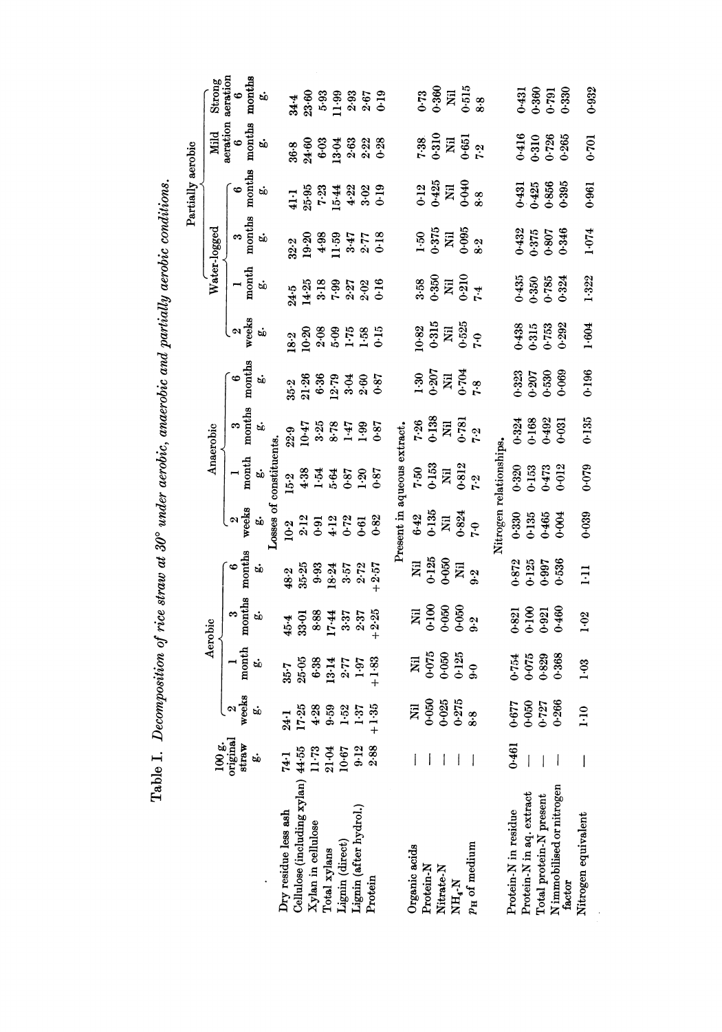Table I. *Decomposition of rice straw at 30° under aerobic, anaerobic and partially aerobic conditions.*

| | 100 g. original straw | Aerobic | | | | Anaerobic | | | | Partially aerobic | | | | | |
|---|---|---|---|---|---|---|---|---|---|---|---|---|---|---|---|
| | | | | | | | | | | Water-logged | | | | Mild aeration | Strong aeration |
| | | 2 weeks | 1 month | 3 months | 6 months | 2 weeks | 1 month | 3 months | 6 months | 2 weeks | 1 month | 3 months | 6 months | 6 months | 6 months |
| | g. | g. | g. | g. | g. | g. | g. | g. | g. | g. | g. | g. | g. | g. | g. |
| **Losses of constituents.** | | | | | | | | | | | | | | | |
| Dry residue less ash | 74·1 | 24·1 | 35·7 | 45·4 | 48·2 | 10·2 | 15·2 | 22·9 | 35·2 | 18·2 | 24·5 | 32·2 | 41·1 | 36·8 | 34·4 |
| Cellulose (including xylan) | 44·55 | 17·25 | 25·05 | 33·01 | 35·25 | 2·12 | 4·38 | 10·47 | 21·26 | 10·20 | 14·25 | 19·20 | 25·95 | 24·60 | 23·60 |
| Xylan in cellulose | 11·73 | 4·28 | 6·38 | 8·88 | 9·93 | 0·91 | 1·54 | 3·25 | 6·36 | 2·08 | 3·18 | 4·98 | 7·23 | 6·03 | 5·93 |
| Total xylans | 21·04 | 9·59 | 13·14 | 17·44 | 18·24 | 4·12 | 5·64 | 8·78 | 12·79 | 5·09 | 7·99 | 11·59 | 15·44 | 13·04 | 11·99 |
| Lignin (direct) | 10·67 | 1·52 | 2·77 | 3·37 | 3·57 | 0·72 | 0·87 | 1·47 | 3·04 | 1·75 | 2·27 | 3·47 | 4·22 | 2·63 | 2·93 |
| Lignin (after hydrol.) | 9·12 | 1·37 | 1·97 | 2·37 | 2·72 | 0·61 | 1·20 | 1·99 | 2·60 | 1·58 | 2·02 | 2·77 | 3·02 | 2·22 | 2·67 |
| Protein | 2·88 | +1·35 | +1·83 | +2·25 | +2·57 | 0·82 | 0·87 | 0·87 | 0·87 | 0·15 | 0·16 | 0·18 | 0·19 | 0·28 | 0·19 |
| **Present in aqueous extract.** | | | | | | | | | | | | | | | |
| Organic acids | — | Nil | Nil | Nil | Nil | 6·42 | 7·50 | 7·26 | 1·30 | 10·82 | 3·58 | 1·50 | 0·12 | 7·38 | 0·73 |
| Protein-N | — | 0·050 | 0·075 | 0·100 | 0·125 | 0·135 | 0·153 | 0·138 | 0·207 | 0·315 | 0·350 | 0·375 | 0·425 | 0·310 | 0·360 |
| Nitrate-N | — | 0·025 | 0·050 | 0·050 | 0·050 | Nil | Nil | Nil | Nil | Nil | Nil | Nil | Nil | Nil | Nil |
| $NH_4$-N | — | 0·275 | 0·125 | 0·050 | Nil | 0·824 | 0·812 | 0·781 | 0·704 | 0·525 | 0·210 | 0·095 | 0·040 | 0·651 | 0·515 |
| $p_H$ of medium | — | 8·8 | 9·0 | 9·2 | 9·2 | 7·0 | 7·2 | 7·2 | 7·8 | 7·0 | 7·4 | 8·2 | 8·8 | 7·2 | 8·8 |
| **Nitrogen relationships.** | | | | | | | | | | | | | | | |
| Protein-N in residue | 0·461 | 0·677 | 0·754 | 0·821 | 0·872 | 0·330 | 0·320 | 0·324 | 0·323 | 0·438 | 0·435 | 0·432 | 0·431 | 0·416 | 0·431 |
| Protein-N in aq. extract | — | 0·050 | 0·075 | 0·100 | 0·125 | 0·135 | 0·153 | 0·168 | 0·207 | 0·315 | 0·350 | 0·375 | 0·425 | 0·310 | 0·360 |
| Total protein-N present | — | 0·727 | 0·829 | 0·921 | 0·997 | 0·465 | 0·473 | 0·492 | 0·530 | 0·753 | 0·785 | 0·807 | 0·856 | 0·726 | 0·791 |
| N immobilised or nitrogen factor | — | 0·266 | 0·368 | 0·460 | 0·536 | 0·004 | 0·012 | 0·031 | 0·069 | 0·292 | 0·324 | 0·346 | 0·395 | 0·265 | 0·330 |
| Nitrogen equivalent | — | 1·10 | 1·03 | 1·02 | 1·11 | 0·039 | 0·079 | 0·135 | 0·196 | 1·604 | 1·322 | 1·074 | 0·961 | 0·701 | 0·932 |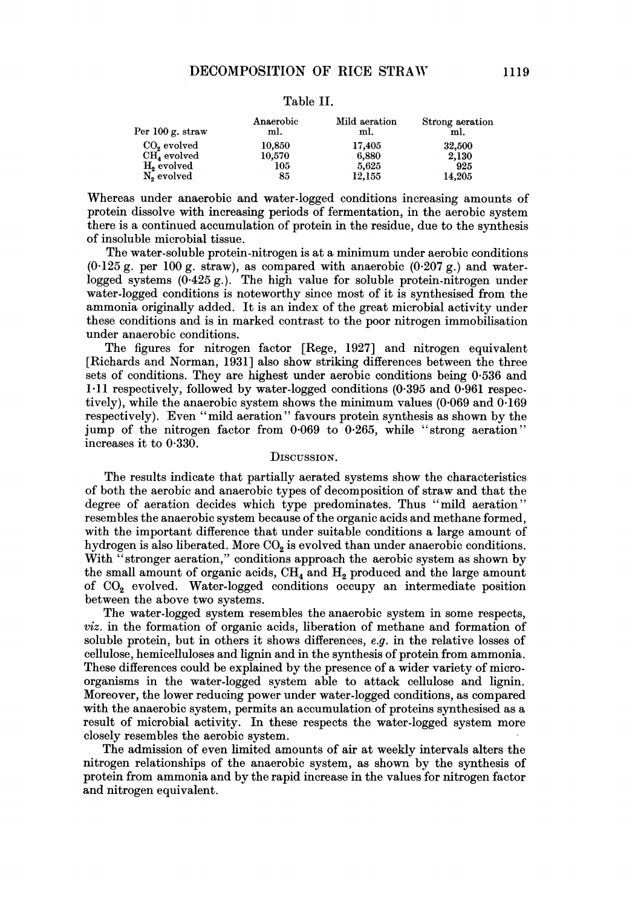Table II.

| Per 100 g. straw | Anaerobic ml. | Mild aeration ml. | Strong aeration ml. |
|---|---|---|---|
| $CO_2$ evolved | 10,850 | 17,405 | 32,500 |
| $CH_4$ evolved | 10,570 | 6,880 | 2,130 |
| $H_2$ evolved | 105 | 5,625 | 925 |
| $N_2$ evolved | 85 | 12,155 | 14,205 |

Whereas under anaerobic and water-logged conditions increasing amounts of protein dissolve with increasing periods of fermentation, in the aerobic system there is a continued accumulation of protein in the residue, due to the synthesis of insoluble microbial tissue.

The water-soluble protein-nitrogen is at a minimum under aerobic conditions (0·125 g. per 100 g. straw), as compared with anaerobic (0·207 g.) and water-logged systems (0·425 g.). The high value for soluble protein-nitrogen under water-logged conditions is noteworthy since most of it is synthesised from the ammonia originally added. It is an index of the great microbial activity under these conditions and is in marked contrast to the poor nitrogen immobilisation under anaerobic conditions.

The figures for nitrogen factor [Rege, 1927] and nitrogen equivalent [Richards and Norman, 1931] also show striking differences between the three sets of conditions. They are highest under aerobic conditions being 0·536 and 1·11 respectively, followed by water-logged conditions (0·395 and 0·961 respectively), while the anaerobic system shows the minimum values (0·069 and 0·169 respectively). Even "mild aeration" favours protein synthesis as shown by the jump of the nitrogen factor from 0·069 to 0·265, while "strong aeration" increases it to 0·330.

## Discussion.

The results indicate that partially aerated systems show the characteristics of both the aerobic and anaerobic types of decomposition of straw and that the degree of aeration decides which type predominates. Thus "mild aeration" resembles the anaerobic system because of the organic acids and methane formed, with the important difference that under suitable conditions a large amount of hydrogen is also liberated. More $CO_2$ is evolved than under anaerobic conditions. With "stronger aeration," conditions approach the aerobic system as shown by the small amount of organic acids, $CH_4$ and $H_2$ produced and the large amount of $CO_2$ evolved. Water-logged conditions occupy an intermediate position between the above two systems.

The water-logged system resembles the anaerobic system in some respects, *viz.* in the formation of organic acids, liberation of methane and formation of soluble protein, but in others it shows differences, *e.g.* in the relative losses of cellulose, hemicelluloses and lignin and in the synthesis of protein from ammonia. These differences could be explained by the presence of a wider variety of micro-organisms in the water-logged system able to attack cellulose and lignin. Moreover, the lower reducing power under water-logged conditions, as compared with the anaerobic system, permits an accumulation of proteins synthesised as a result of microbial activity. In these respects the water-logged system more closely resembles the aerobic system.

The admission of even limited amounts of air at weekly intervals alters the nitrogen relationships of the anaerobic system, as shown by the synthesis of protein from ammonia and by the rapid increase in the values for nitrogen factor and nitrogen equivalent.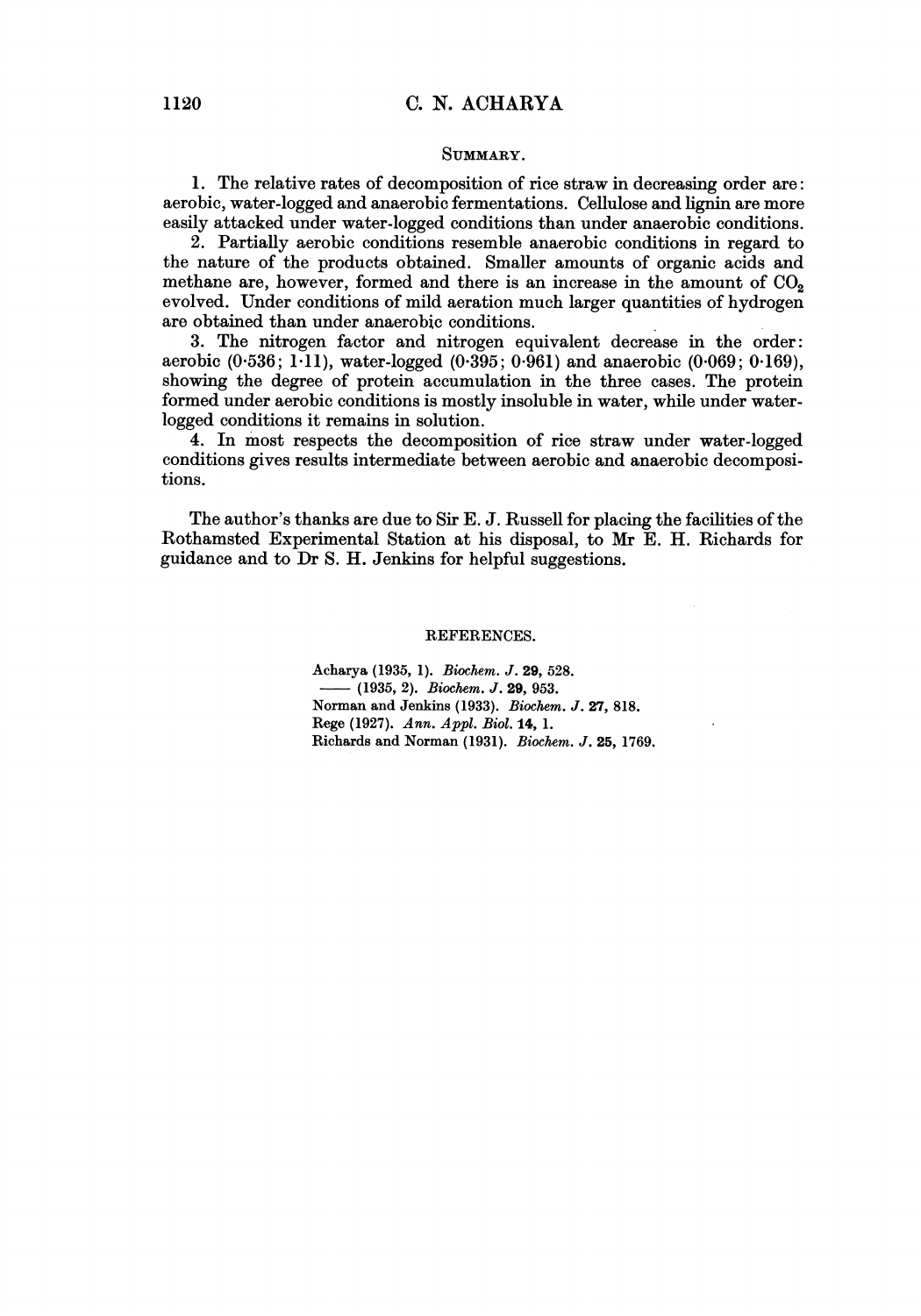## Summary.

1. The relative rates of decomposition of rice straw in decreasing order are: aerobic, water-logged and anaerobic fermentations. Cellulose and lignin are more easily attacked under water-logged conditions than under anaerobic conditions.

2. Partially aerobic conditions resemble anaerobic conditions in regard to the nature of the products obtained. Smaller amounts of organic acids and methane are, however, formed and there is an increase in the amount of $CO_2$ evolved. Under conditions of mild aeration much larger quantities of hydrogen are obtained than under anaerobic conditions.

3. The nitrogen factor and nitrogen equivalent decrease in the order: aerobic (0·536; 1·11), water-logged (0·395; 0·961) and anaerobic (0·069; 0·169), showing the degree of protein accumulation in the three cases. The protein formed under aerobic conditions is mostly insoluble in water, while under water-logged conditions it remains in solution.

4. In most respects the decomposition of rice straw under water-logged conditions gives results intermediate between aerobic and anaerobic decompositions.

The author's thanks are due to Sir E. J. Russell for placing the facilities of the Rothamsted Experimental Station at his disposal, to Mr E. H. Richards for guidance and to Dr S. H. Jenkins for helpful suggestions.

## REFERENCES.

Acharya (1935, 1). *Biochem. J.* **29**, 528.
—— (1935, 2). *Biochem. J.* **29**, 953.
Norman and Jenkins (1933). *Biochem. J.* **27**, 818.
Rege (1927). *Ann. Appl. Biol.* **14**, 1.
Richards and Norman (1931). *Biochem. J.* **25**, 1769.